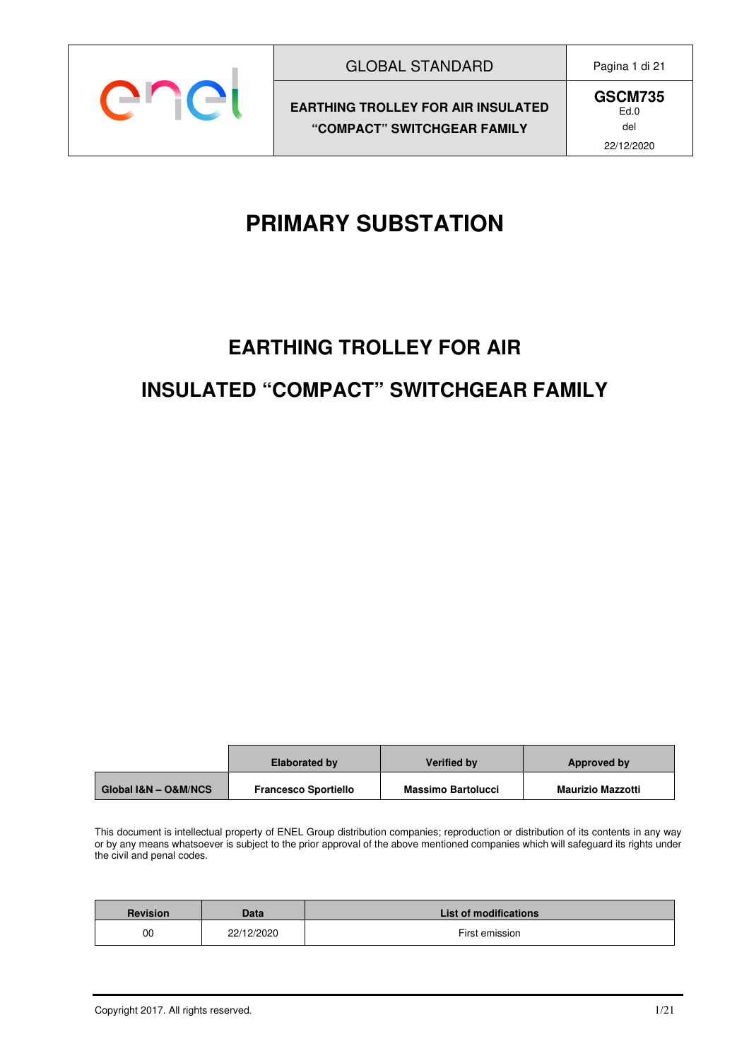| | GLOBAL STANDARD | Pagina 1 di 21 |
|---|---|---|
| enel | EARTHING TROLLEY FOR AIR INSULATED "COMPACT" SWITCHGEAR FAMILY | GSCM735 Ed.0 del 22/12/2020 |

# PRIMARY SUBSTATION

# EARTHING TROLLEY FOR AIR INSULATED "COMPACT" SWITCHGEAR FAMILY

| | Elaborated by | Verified by | Approved by |
|---|---|---|---|
| Global I&N – O&M/NCS | Francesco Sportiello | Massimo Bartolucci | Maurizio Mazzotti |

This document is intellectual property of ENEL Group distribution companies; reproduction or distribution of its contents in any way or by any means whatsoever is subject to the prior approval of the above mentioned companies which will safeguard its rights under the civil and penal codes.

| Revision | Data | List of modifications |
|---|---|---|
| 00 | 22/12/2020 | First emission |

Copyright 2017. All rights reserved.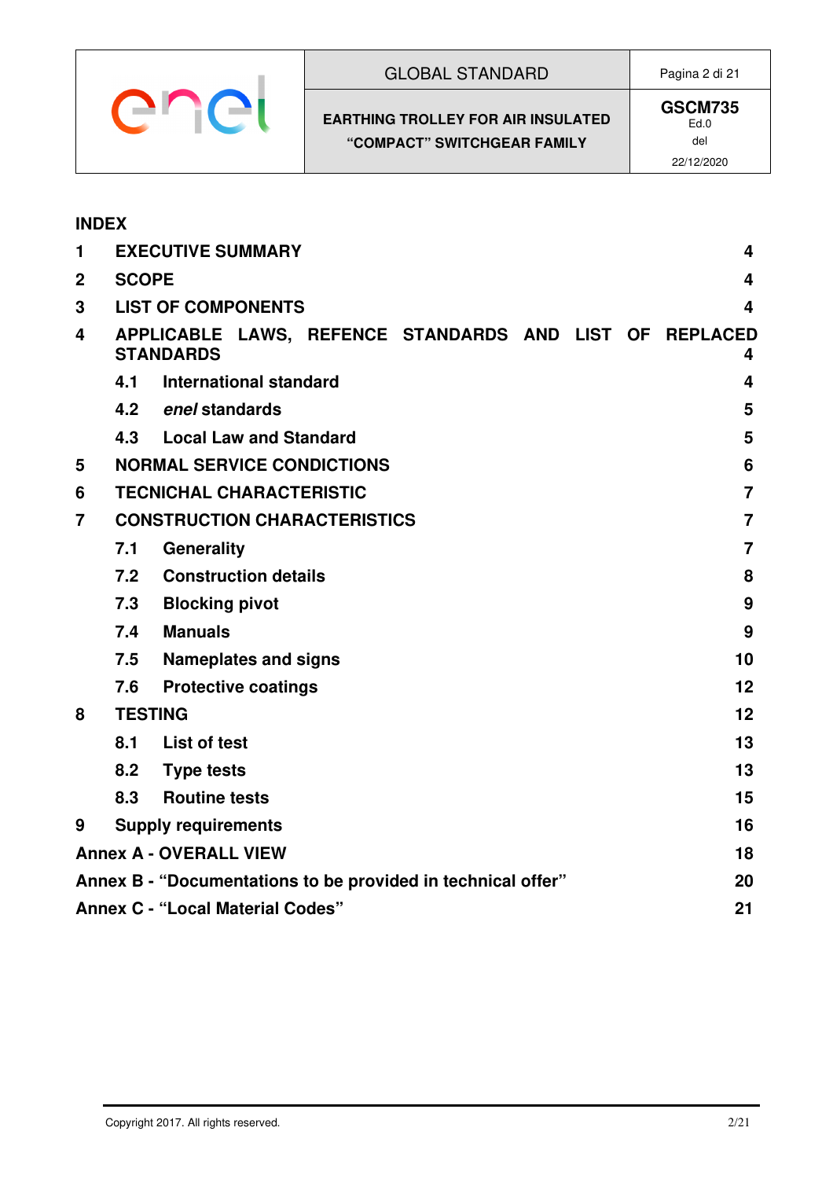**INDEX**

| | | |
|---|---|---|
| **1** | **EXECUTIVE SUMMARY** | **4** |
| **2** | **SCOPE** | **4** |
| **3** | **LIST OF COMPONENTS** | **4** |
| **4** | **APPLICABLE LAWS, REFENCE STANDARDS AND LIST OF REPLACED STANDARDS** | **4** |
| | **4.1 International standard** | **4** |
| | **4.2 *enel* standards** | **5** |
| | **4.3 Local Law and Standard** | **5** |
| **5** | **NORMAL SERVICE CONDICTIONS** | **6** |
| **6** | **TECNICHAL CHARACTERISTIC** | **7** |
| **7** | **CONSTRUCTION CHARACTERISTICS** | **7** |
| | **7.1 Generality** | **7** |
| | **7.2 Construction details** | **8** |
| | **7.3 Blocking pivot** | **9** |
| | **7.4 Manuals** | **9** |
| | **7.5 Nameplates and signs** | **10** |
| | **7.6 Protective coatings** | **12** |
| **8** | **TESTING** | **12** |
| | **8.1 List of test** | **13** |
| | **8.2 Type tests** | **13** |
| | **8.3 Routine tests** | **15** |
| **9** | **Supply requirements** | **16** |
| **Annex A - OVERALL VIEW** | | **18** |
| **Annex B - "Documentations to be provided in technical offer"** | | **20** |
| **Annex C - "Local Material Codes"** | | **21** |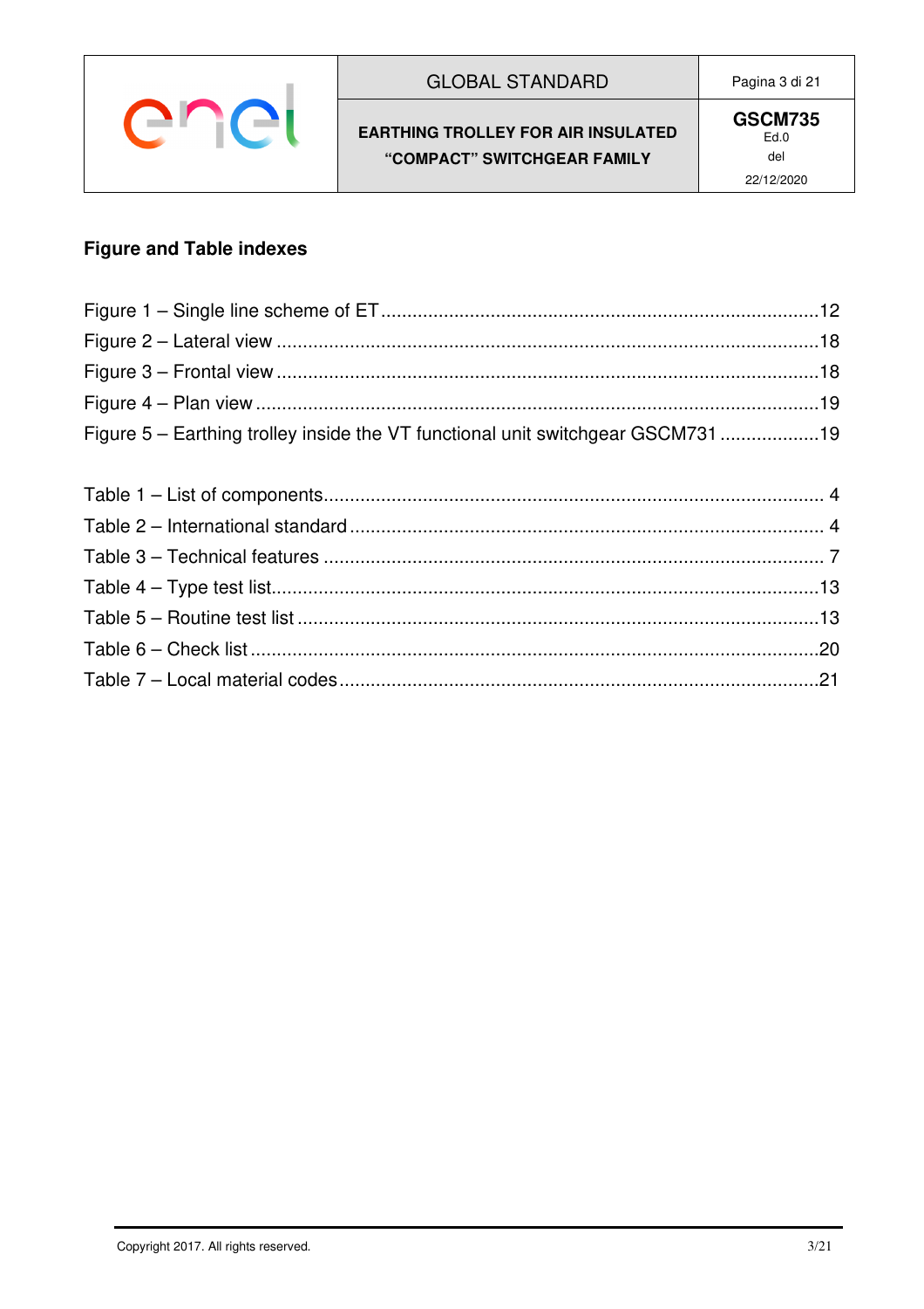## Figure and Table indexes

Figure 1 – Single line scheme of ET ....................................................................................12
Figure 2 – Lateral view ....................................................................................................18
Figure 3 – Frontal view ....................................................................................................18
Figure 4 – Plan view ........................................................................................................19
Figure 5 – Earthing trolley inside the VT functional unit switchgear GSCM731 ..................19

Table 1 – List of components............................................................................................ 4
Table 2 – International standard ....................................................................................... 4
Table 3 – Technical features ............................................................................................. 7
Table 4 – Type test list......................................................................................................13
Table 5 – Routine test list .................................................................................................13
Table 6 – Check list ..........................................................................................................20
Table 7 – Local material codes..........................................................................................21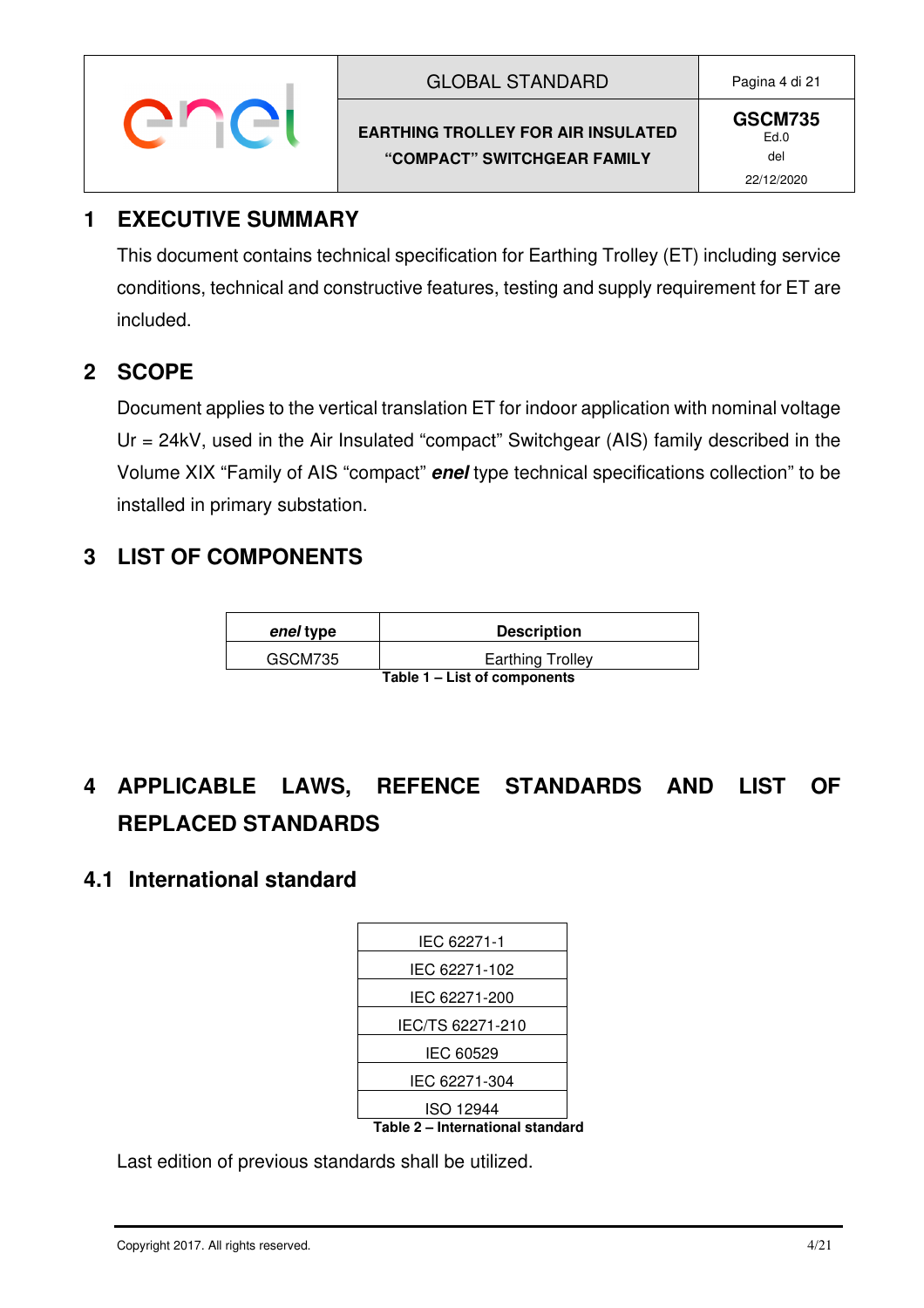# 1 EXECUTIVE SUMMARY

This document contains technical specification for Earthing Trolley (ET) including service conditions, technical and constructive features, testing and supply requirement for ET are included.

# 2 SCOPE

Document applies to the vertical translation ET for indoor application with nominal voltage Ur = 24kV, used in the Air Insulated "compact" Switchgear (AIS) family described in the Volume XIX "Family of AIS "compact" ***enel*** type technical specifications collection" to be installed in primary substation.

# 3 LIST OF COMPONENTS

| ***enel*** **type** | **Description** |
|---|---|
| GSCM735 | Earthing Trolley |

**Table 1 – List of components**

# 4 APPLICABLE LAWS, REFENCE STANDARDS AND LIST OF REPLACED STANDARDS

## 4.1 International standard

| IEC 62271-1 |
|---|
| IEC 62271-102 |
| IEC 62271-200 |
| IEC/TS 62271-210 |
| IEC 60529 |
| IEC 62271-304 |
| ISO 12944 |

**Table 2 – International standard**

Last edition of previous standards shall be utilized.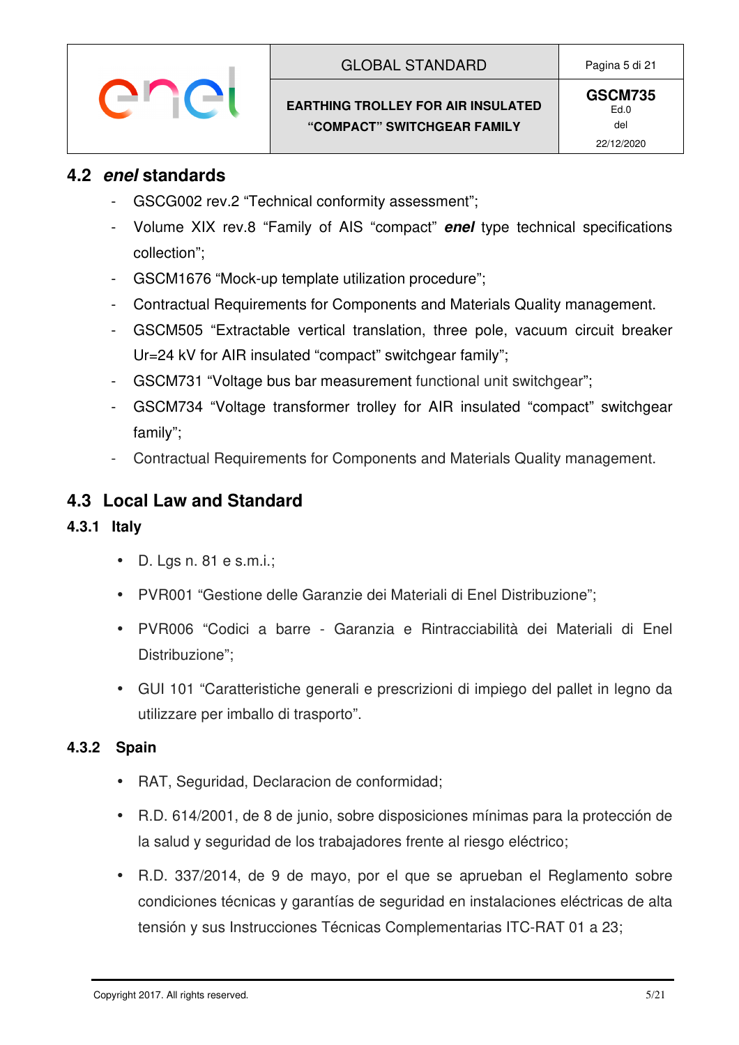## 4.2 *enel* standards

- GSCG002 rev.2 “Technical conformity assessment”;
- Volume XIX rev.8 “Family of AIS “compact” ***enel*** type technical specifications collection”;
- GSCM1676 “Mock-up template utilization procedure”;
- Contractual Requirements for Components and Materials Quality management.
- GSCM505 “Extractable vertical translation, three pole, vacuum circuit breaker Ur=24 kV for AIR insulated “compact” switchgear family”;
- GSCM731 “Voltage bus bar measurement functional unit switchgear”;
- GSCM734 “Voltage transformer trolley for AIR insulated “compact” switchgear family”;
- Contractual Requirements for Components and Materials Quality management.

## 4.3 Local Law and Standard

### 4.3.1 Italy

- D. Lgs n. 81 e s.m.i.;
- PVR001 “Gestione delle Garanzie dei Materiali di Enel Distribuzione”;
- PVR006 “Codici a barre - Garanzia e Rintracciabilità dei Materiali di Enel Distribuzione”;
- GUI 101 “Caratteristiche generali e prescrizioni di impiego del pallet in legno da utilizzare per imballo di trasporto”.

### 4.3.2 Spain

- RAT, Seguridad, Declaracion de conformidad;
- R.D. 614/2001, de 8 de junio, sobre disposiciones mínimas para la protección de la salud y seguridad de los trabajadores frente al riesgo eléctrico;
- R.D. 337/2014, de 9 de mayo, por el que se aprueban el Reglamento sobre condiciones técnicas y garantías de seguridad en instalaciones eléctricas de alta tensión y sus Instrucciones Técnicas Complementarias ITC-RAT 01 a 23;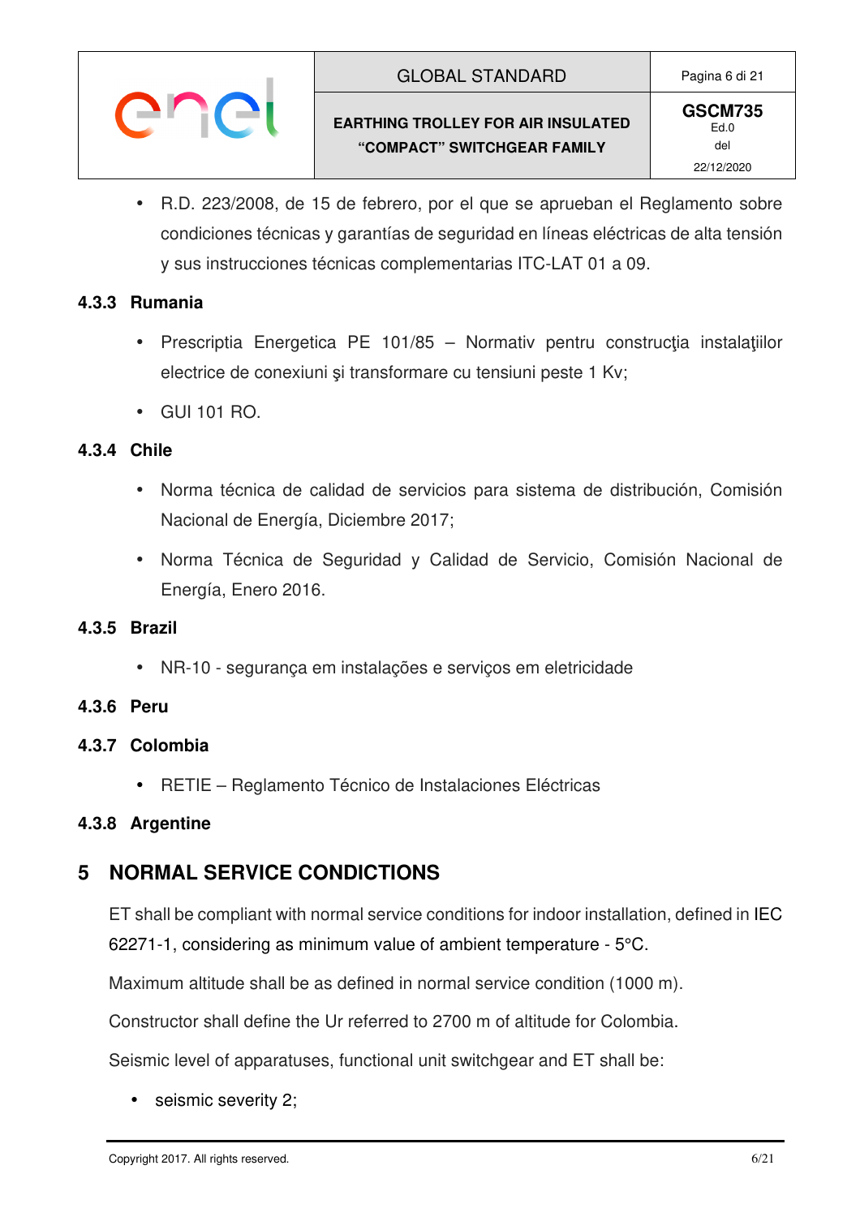- R.D. 223/2008, de 15 de febrero, por el que se aprueban el Reglamento sobre condiciones técnicas y garantías de seguridad en líneas eléctricas de alta tensión y sus instrucciones técnicas complementarias ITC-LAT 01 a 09.

### 4.3.3 Rumania

- Prescriptia Energetica PE 101/85 – Normativ pentru construcţia instalaţiilor electrice de conexiuni şi transformare cu tensiuni peste 1 Kv;
- GUI 101 RO.

### 4.3.4 Chile

- Norma técnica de calidad de servicios para sistema de distribución, Comisión Nacional de Energía, Diciembre 2017;
- Norma Técnica de Seguridad y Calidad de Servicio, Comisión Nacional de Energía, Enero 2016.

### 4.3.5 Brazil

- NR-10 - segurança em instalações e serviços em eletricidade

### 4.3.6 Peru

### 4.3.7 Colombia

- RETIE – Reglamento Técnico de Instalaciones Eléctricas

### 4.3.8 Argentine

## 5 NORMAL SERVICE CONDICTIONS

ET shall be compliant with normal service conditions for indoor installation, defined in IEC 62271-1, considering as minimum value of ambient temperature - 5°C.

Maximum altitude shall be as defined in normal service condition (1000 m).

Constructor shall define the Ur referred to 2700 m of altitude for Colombia.

Seismic level of apparatuses, functional unit switchgear and ET shall be:

- seismic severity 2;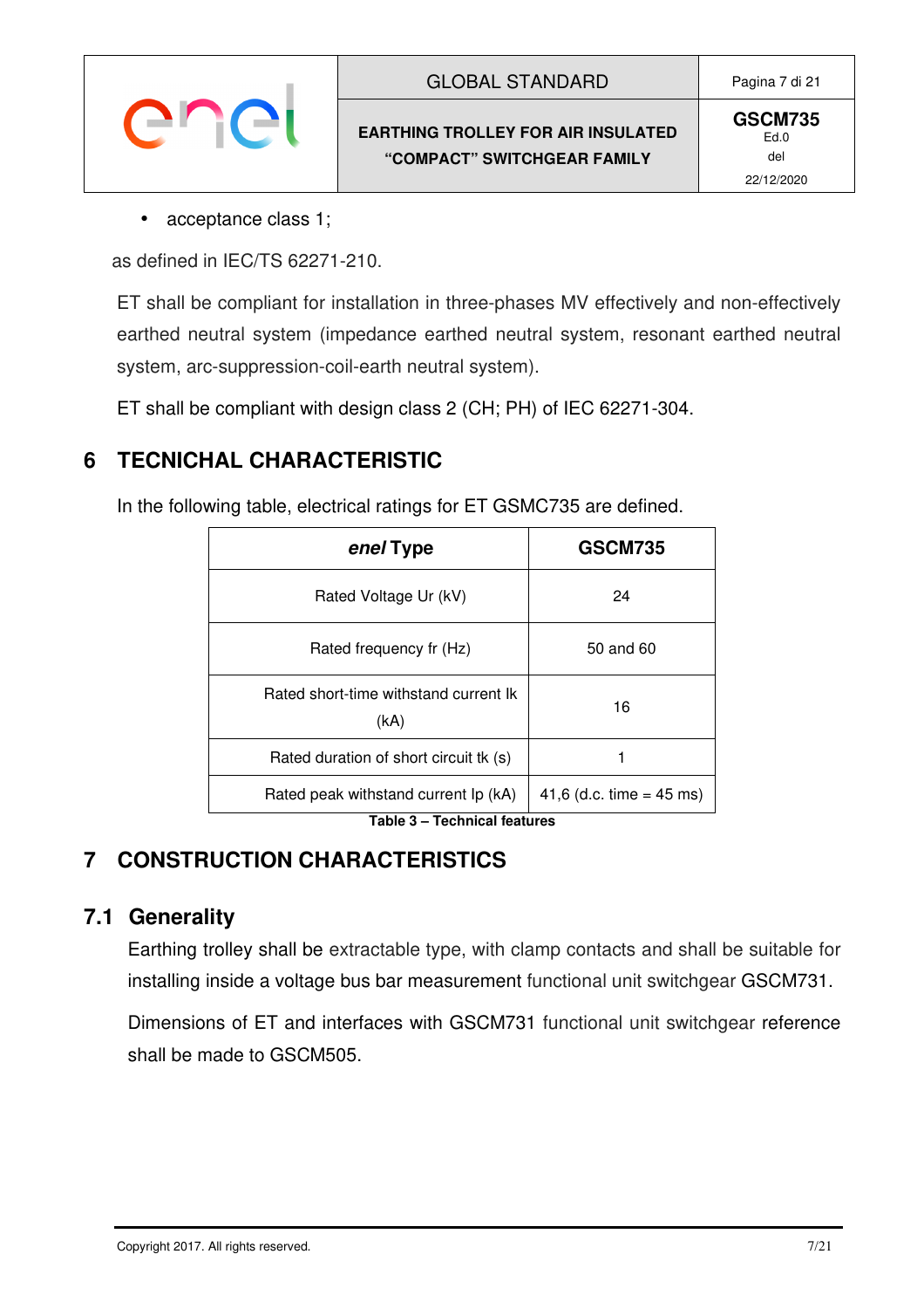- acceptance class 1;

as defined in IEC/TS 62271-210.

ET shall be compliant for installation in three-phases MV effectively and non-effectively earthed neutral system (impedance earthed neutral system, resonant earthed neutral system, arc-suppression-coil-earth neutral system).

ET shall be compliant with design class 2 (CH; PH) of IEC 62271-304.

# 6 TECNICHAL CHARACTERISTIC

In the following table, electrical ratings for ET GSMC735 are defined.

| ***enel*** **Type** | **GSCM735** |
|---|---|
| Rated Voltage Ur (kV) | 24 |
| Rated frequency fr (Hz) | 50 and 60 |
| Rated short-time withstand current Ik (kA) | 16 |
| Rated duration of short circuit tk (s) | 1 |
| Rated peak withstand current Ip (kA) | 41,6 (d.c. time = 45 ms) |

**Table 3 – Technical features**

# 7 CONSTRUCTION CHARACTERISTICS

## 7.1 Generality

Earthing trolley shall be extractable type, with clamp contacts and shall be suitable for installing inside a voltage bus bar measurement functional unit switchgear GSCM731.

Dimensions of ET and interfaces with GSCM731 functional unit switchgear reference shall be made to GSCM505.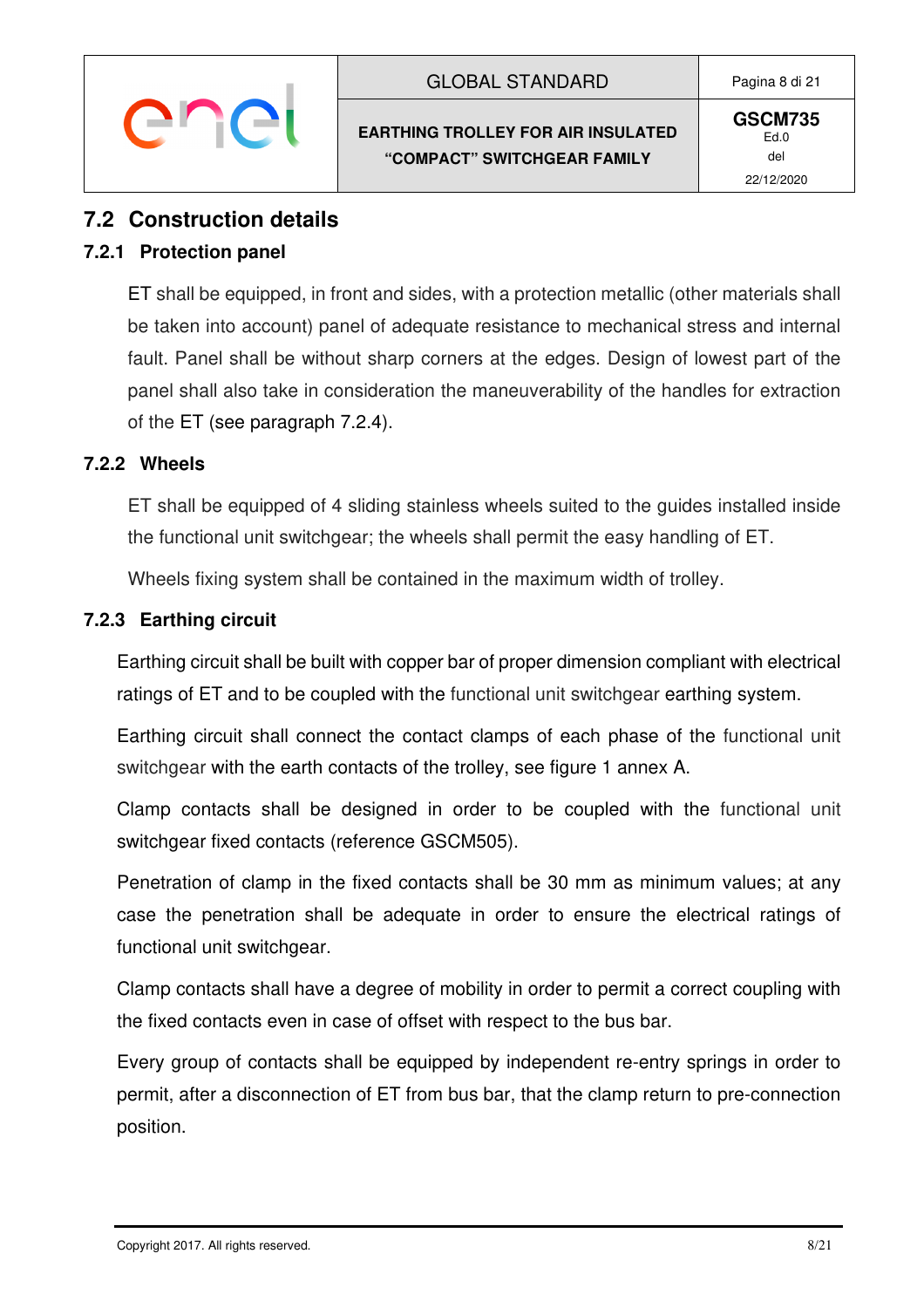## 7.2 Construction details

### 7.2.1 Protection panel

ET shall be equipped, in front and sides, with a protection metallic (other materials shall be taken into account) panel of adequate resistance to mechanical stress and internal fault. Panel shall be without sharp corners at the edges. Design of lowest part of the panel shall also take in consideration the maneuverability of the handles for extraction of the ET (see paragraph 7.2.4).

### 7.2.2 Wheels

ET shall be equipped of 4 sliding stainless wheels suited to the guides installed inside the functional unit switchgear; the wheels shall permit the easy handling of ET.

Wheels fixing system shall be contained in the maximum width of trolley.

### 7.2.3 Earthing circuit

Earthing circuit shall be built with copper bar of proper dimension compliant with electrical ratings of ET and to be coupled with the functional unit switchgear earthing system.

Earthing circuit shall connect the contact clamps of each phase of the functional unit switchgear with the earth contacts of the trolley, see figure 1 annex A.

Clamp contacts shall be designed in order to be coupled with the functional unit switchgear fixed contacts (reference GSCM505).

Penetration of clamp in the fixed contacts shall be 30 mm as minimum values; at any case the penetration shall be adequate in order to ensure the electrical ratings of functional unit switchgear.

Clamp contacts shall have a degree of mobility in order to permit a correct coupling with the fixed contacts even in case of offset with respect to the bus bar.

Every group of contacts shall be equipped by independent re-entry springs in order to permit, after a disconnection of ET from bus bar, that the clamp return to pre-connection position.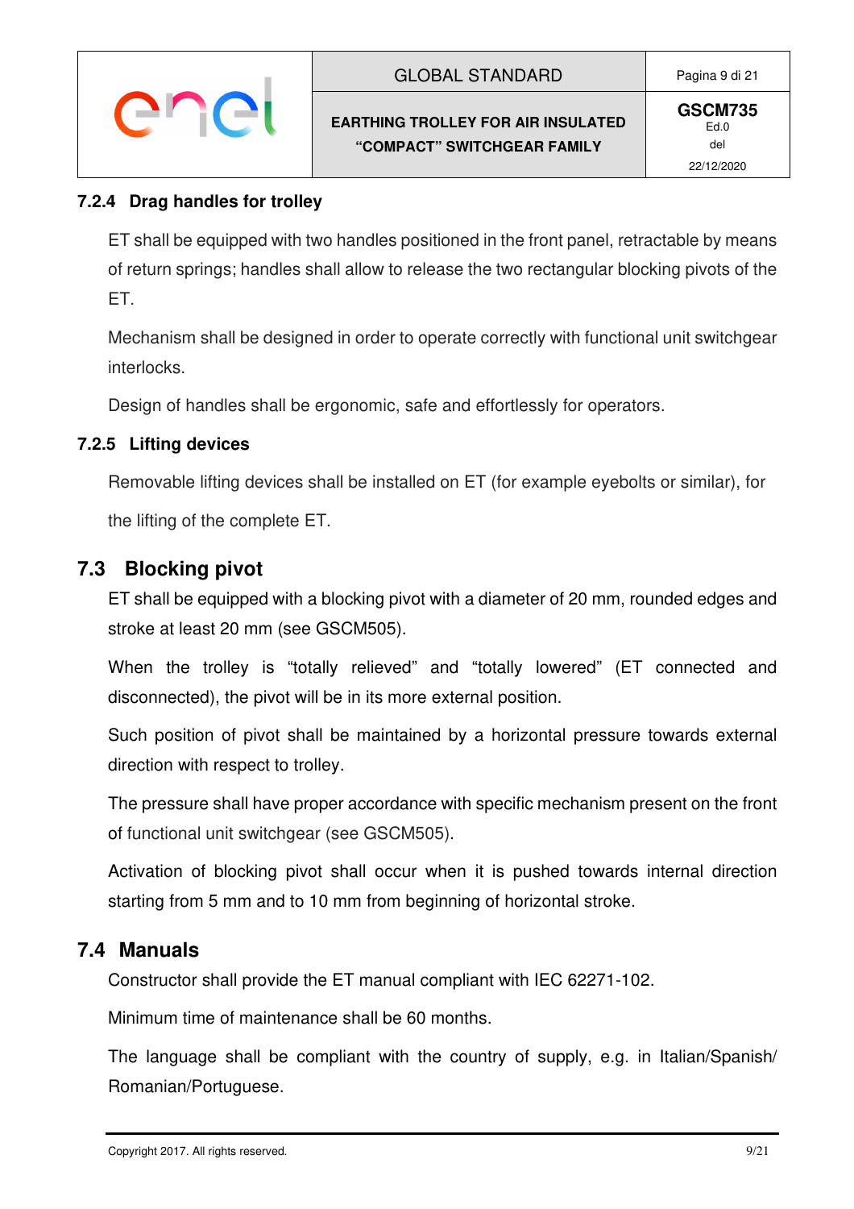#### 7.2.4 Drag handles for trolley

ET shall be equipped with two handles positioned in the front panel, retractable by means of return springs; handles shall allow to release the two rectangular blocking pivots of the ET.

Mechanism shall be designed in order to operate correctly with functional unit switchgear interlocks.

Design of handles shall be ergonomic, safe and effortlessly for operators.

#### 7.2.5 Lifting devices

Removable lifting devices shall be installed on ET (for example eyebolts or similar), for the lifting of the complete ET.

### 7.3 Blocking pivot

ET shall be equipped with a blocking pivot with a diameter of 20 mm, rounded edges and stroke at least 20 mm (see GSCM505).

When the trolley is “totally relieved” and “totally lowered” (ET connected and disconnected), the pivot will be in its more external position.

Such position of pivot shall be maintained by a horizontal pressure towards external direction with respect to trolley.

The pressure shall have proper accordance with specific mechanism present on the front of functional unit switchgear (see GSCM505).

Activation of blocking pivot shall occur when it is pushed towards internal direction starting from 5 mm and to 10 mm from beginning of horizontal stroke.

### 7.4 Manuals

Constructor shall provide the ET manual compliant with IEC 62271-102.

Minimum time of maintenance shall be 60 months.

The language shall be compliant with the country of supply, e.g. in Italian/Spanish/ Romanian/Portuguese.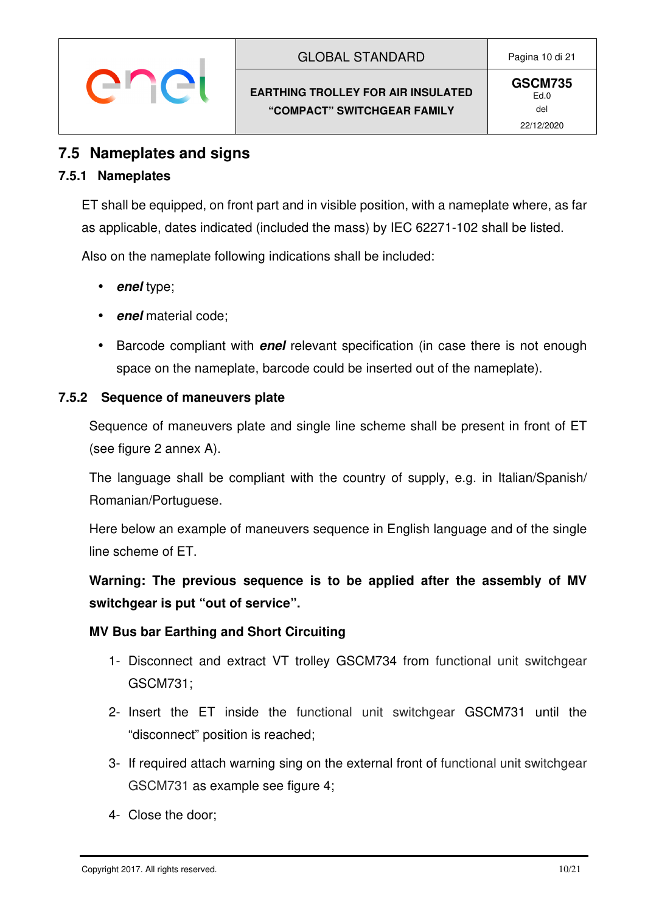## 7.5 Nameplates and signs

### 7.5.1 Nameplates

ET shall be equipped, on front part and in visible position, with a nameplate where, as far as applicable, dates indicated (included the mass) by IEC 62271-102 shall be listed.

Also on the nameplate following indications shall be included:

- ***enel*** type;
- ***enel*** material code;
- Barcode compliant with ***enel*** relevant specification (in case there is not enough space on the nameplate, barcode could be inserted out of the nameplate).

### 7.5.2 Sequence of maneuvers plate

Sequence of maneuvers plate and single line scheme shall be present in front of ET (see figure 2 annex A).

The language shall be compliant with the country of supply, e.g. in Italian/Spanish/ Romanian/Portuguese.

Here below an example of maneuvers sequence in English language and of the single line scheme of ET.

**Warning: The previous sequence is to be applied after the assembly of MV switchgear is put "out of service".**

**MV Bus bar Earthing and Short Circuiting**

1- Disconnect and extract VT trolley GSCM734 from functional unit switchgear GSCM731;

2- Insert the ET inside the functional unit switchgear GSCM731 until the "disconnect" position is reached;

3- If required attach warning sing on the external front of functional unit switchgear GSCM731 as example see figure 4;

4- Close the door;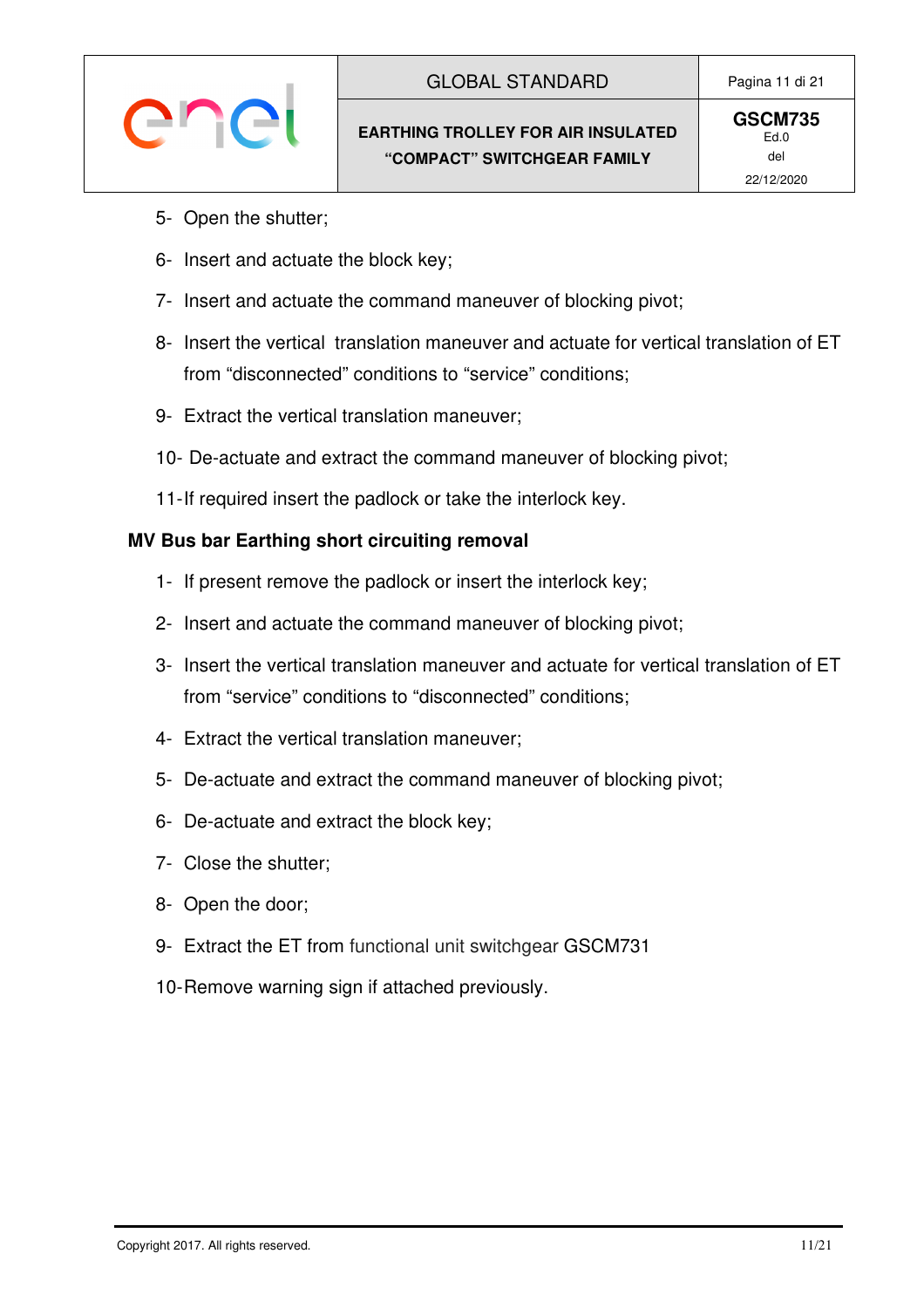5- Open the shutter;

6- Insert and actuate the block key;

7- Insert and actuate the command maneuver of blocking pivot;

8- Insert the vertical translation maneuver and actuate for vertical translation of ET from “disconnected” conditions to “service” conditions;

9- Extract the vertical translation maneuver;

10- De-actuate and extract the command maneuver of blocking pivot;

11- If required insert the padlock or take the interlock key.

**MV Bus bar Earthing short circuiting removal**

1- If present remove the padlock or insert the interlock key;

2- Insert and actuate the command maneuver of blocking pivot;

3- Insert the vertical translation maneuver and actuate for vertical translation of ET from “service” conditions to “disconnected” conditions;

4- Extract the vertical translation maneuver;

5- De-actuate and extract the command maneuver of blocking pivot;

6- De-actuate and extract the block key;

7- Close the shutter;

8- Open the door;

9- Extract the ET from functional unit switchgear GSCM731

10- Remove warning sign if attached previously.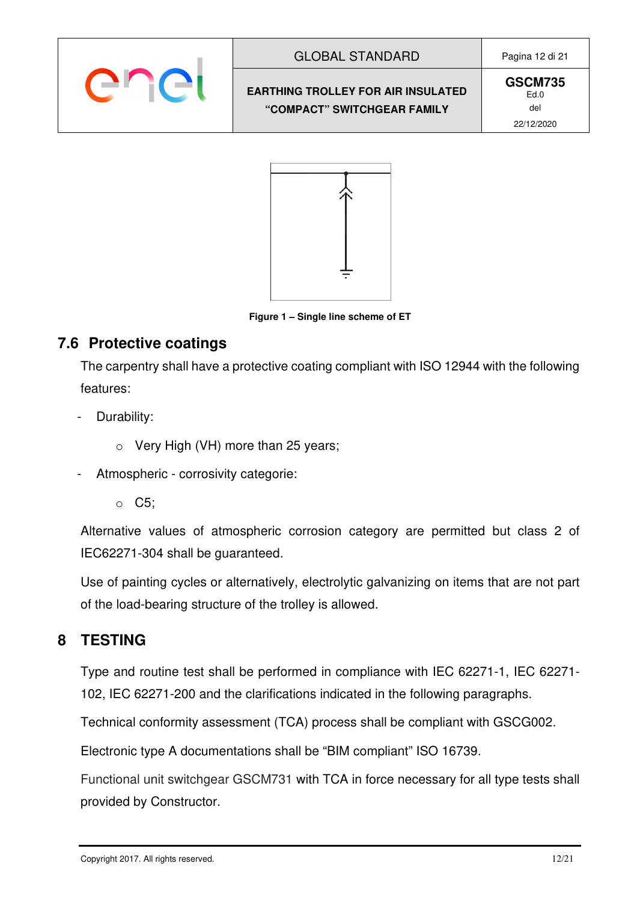Figure 1 – Single line scheme of ET

## 7.6 Protective coatings

The carpentry shall have a protective coating compliant with ISO 12944 with the following features:

- Durability:
  - Very High (VH) more than 25 years;
- Atmospheric - corrosivity categorie:
  - C5;

Alternative values of atmospheric corrosion category are permitted but class 2 of IEC62271-304 shall be guaranteed.

Use of painting cycles or alternatively, electrolytic galvanizing on items that are not part of the load-bearing structure of the trolley is allowed.

# 8 TESTING

Type and routine test shall be performed in compliance with IEC 62271-1, IEC 62271-102, IEC 62271-200 and the clarifications indicated in the following paragraphs.

Technical conformity assessment (TCA) process shall be compliant with GSCG002.

Electronic type A documentations shall be "BIM compliant" ISO 16739.

Functional unit switchgear GSCM731 with TCA in force necessary for all type tests shall provided by Constructor.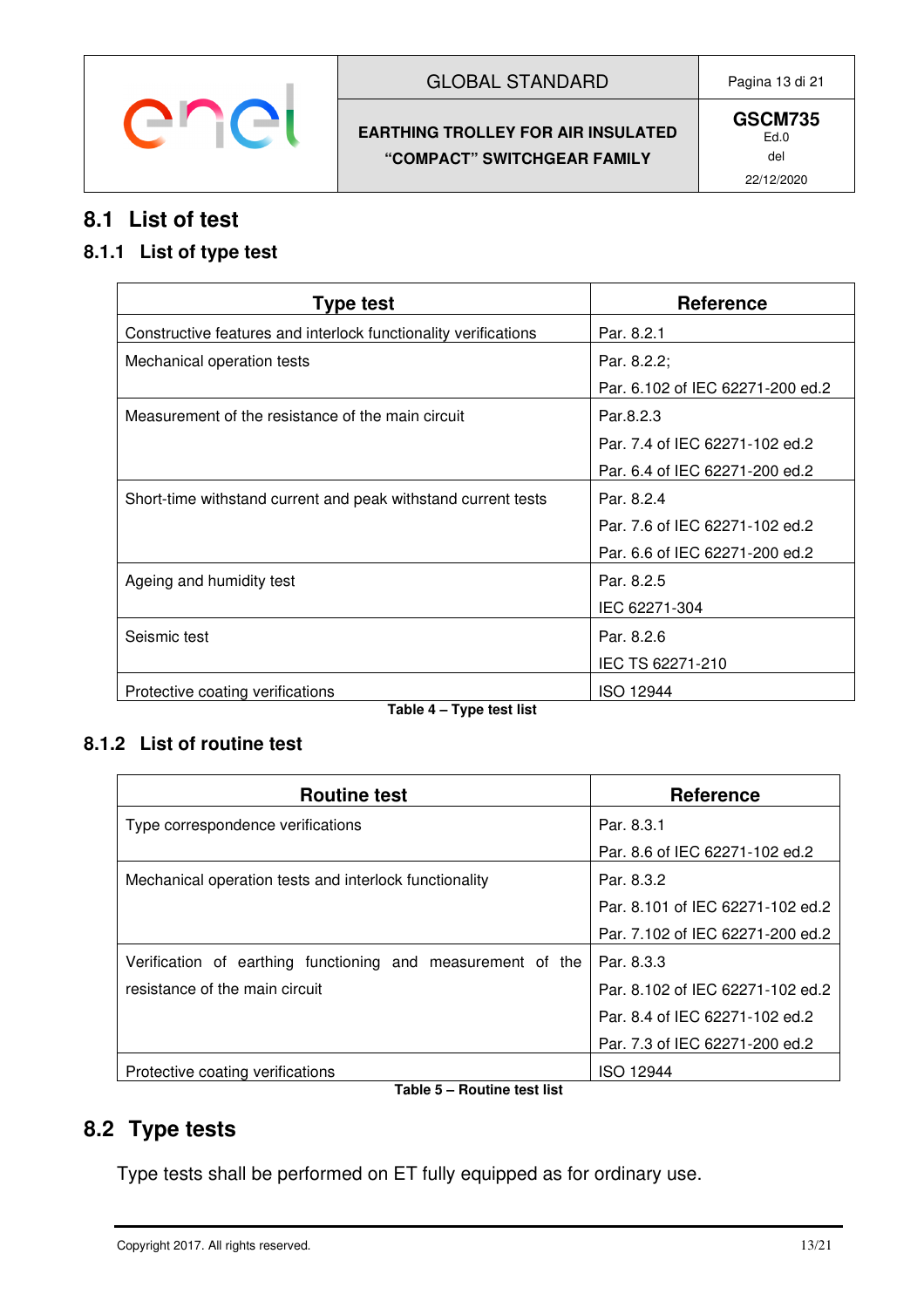## 8.1 List of test

### 8.1.1 List of type test

| Type test | Reference |
|---|---|
| Constructive features and interlock functionality verifications | Par. 8.2.1 |
| Mechanical operation tests | Par. 8.2.2;<br>Par. 6.102 of IEC 62271-200 ed.2 |
| Measurement of the resistance of the main circuit | Par.8.2.3<br>Par. 7.4 of IEC 62271-102 ed.2<br>Par. 6.4 of IEC 62271-200 ed.2 |
| Short-time withstand current and peak withstand current tests | Par. 8.2.4<br>Par. 7.6 of IEC 62271-102 ed.2<br>Par. 6.6 of IEC 62271-200 ed.2 |
| Ageing and humidity test | Par. 8.2.5<br>IEC 62271-304 |
| Seismic test | Par. 8.2.6<br>IEC TS 62271-210 |
| Protective coating verifications | ISO 12944 |

**Table 4 – Type test list**

### 8.1.2 List of routine test

| Routine test | Reference |
|---|---|
| Type correspondence verifications | Par. 8.3.1<br>Par. 8.6 of IEC 62271-102 ed.2 |
| Mechanical operation tests and interlock functionality | Par. 8.3.2<br>Par. 8.101 of IEC 62271-102 ed.2<br>Par. 7.102 of IEC 62271-200 ed.2 |
| Verification of earthing functioning and measurement of the resistance of the main circuit | Par. 8.3.3<br>Par. 8.102 of IEC 62271-102 ed.2<br>Par. 8.4 of IEC 62271-102 ed.2<br>Par. 7.3 of IEC 62271-200 ed.2 |
| Protective coating verifications | ISO 12944 |

**Table 5 – Routine test list**

## 8.2 Type tests

Type tests shall be performed on ET fully equipped as for ordinary use.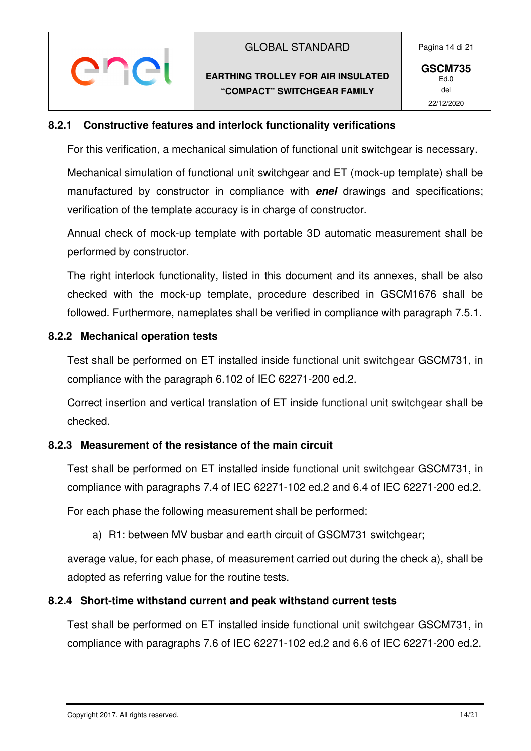#### 8.2.1 Constructive features and interlock functionality verifications

For this verification, a mechanical simulation of functional unit switchgear is necessary.

Mechanical simulation of functional unit switchgear and ET (mock-up template) shall be manufactured by constructor in compliance with ***enel*** drawings and specifications; verification of the template accuracy is in charge of constructor.

Annual check of mock-up template with portable 3D automatic measurement shall be performed by constructor.

The right interlock functionality, listed in this document and its annexes, shall be also checked with the mock-up template, procedure described in GSCM1676 shall be followed. Furthermore, nameplates shall be verified in compliance with paragraph 7.5.1.

#### 8.2.2 Mechanical operation tests

Test shall be performed on ET installed inside functional unit switchgear GSCM731, in compliance with the paragraph 6.102 of IEC 62271-200 ed.2.

Correct insertion and vertical translation of ET inside functional unit switchgear shall be checked.

#### 8.2.3 Measurement of the resistance of the main circuit

Test shall be performed on ET installed inside functional unit switchgear GSCM731, in compliance with paragraphs 7.4 of IEC 62271-102 ed.2 and 6.4 of IEC 62271-200 ed.2.

For each phase the following measurement shall be performed:

a) R1: between MV busbar and earth circuit of GSCM731 switchgear;

average value, for each phase, of measurement carried out during the check a), shall be adopted as referring value for the routine tests.

#### 8.2.4 Short-time withstand current and peak withstand current tests

Test shall be performed on ET installed inside functional unit switchgear GSCM731, in compliance with paragraphs 7.6 of IEC 62271-102 ed.2 and 6.6 of IEC 62271-200 ed.2.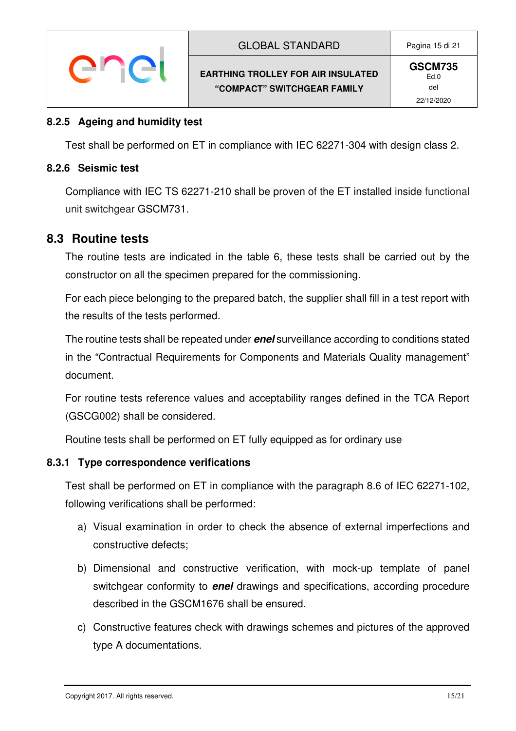#### 8.2.5 Ageing and humidity test

Test shall be performed on ET in compliance with IEC 62271-304 with design class 2.

#### 8.2.6 Seismic test

Compliance with IEC TS 62271-210 shall be proven of the ET installed inside functional unit switchgear GSCM731.

### 8.3 Routine tests

The routine tests are indicated in the table 6, these tests shall be carried out by the constructor on all the specimen prepared for the commissioning.

For each piece belonging to the prepared batch, the supplier shall fill in a test report with the results of the tests performed.

The routine tests shall be repeated under ***enel*** surveillance according to conditions stated in the "Contractual Requirements for Components and Materials Quality management" document.

For routine tests reference values and acceptability ranges defined in the TCA Report (GSCG002) shall be considered.

Routine tests shall be performed on ET fully equipped as for ordinary use

#### 8.3.1 Type correspondence verifications

Test shall be performed on ET in compliance with the paragraph 8.6 of IEC 62271-102, following verifications shall be performed:

a) Visual examination in order to check the absence of external imperfections and constructive defects;

b) Dimensional and constructive verification, with mock-up template of panel switchgear conformity to ***enel*** drawings and specifications, according procedure described in the GSCM1676 shall be ensured.

c) Constructive features check with drawings schemes and pictures of the approved type A documentations.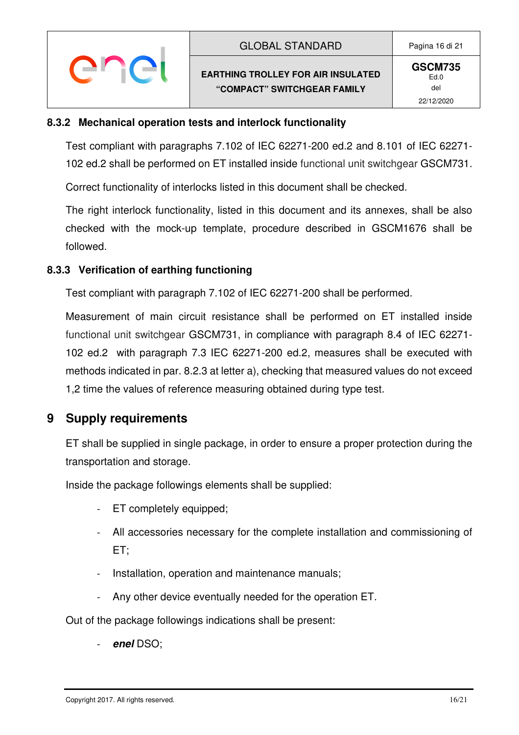### 8.3.2 Mechanical operation tests and interlock functionality

Test compliant with paragraphs 7.102 of IEC 62271-200 ed.2 and 8.101 of IEC 62271-102 ed.2 shall be performed on ET installed inside functional unit switchgear GSCM731.

Correct functionality of interlocks listed in this document shall be checked.

The right interlock functionality, listed in this document and its annexes, shall be also checked with the mock-up template, procedure described in GSCM1676 shall be followed.

### 8.3.3 Verification of earthing functioning

Test compliant with paragraph 7.102 of IEC 62271-200 shall be performed.

Measurement of main circuit resistance shall be performed on ET installed inside functional unit switchgear GSCM731, in compliance with paragraph 8.4 of IEC 62271-102 ed.2 with paragraph 7.3 IEC 62271-200 ed.2, measures shall be executed with methods indicated in par. 8.2.3 at letter a), checking that measured values do not exceed 1,2 time the values of reference measuring obtained during type test.

## 9 Supply requirements

ET shall be supplied in single package, in order to ensure a proper protection during the transportation and storage.

Inside the package followings elements shall be supplied:

- ET completely equipped;
- All accessories necessary for the complete installation and commissioning of ET;
- Installation, operation and maintenance manuals;
- Any other device eventually needed for the operation ET.

Out of the package followings indications shall be present:

- ***enel*** DSO;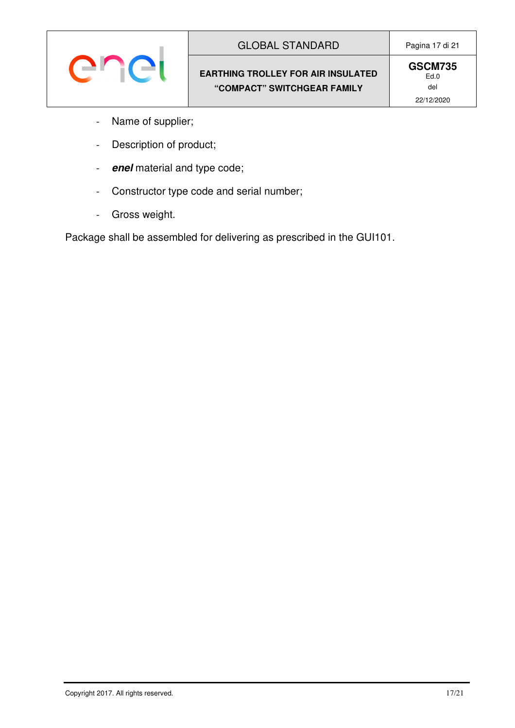- Name of supplier;
- Description of product;
- ***enel*** material and type code;
- Constructor type code and serial number;
- Gross weight.

Package shall be assembled for delivering as prescribed in the GUI101.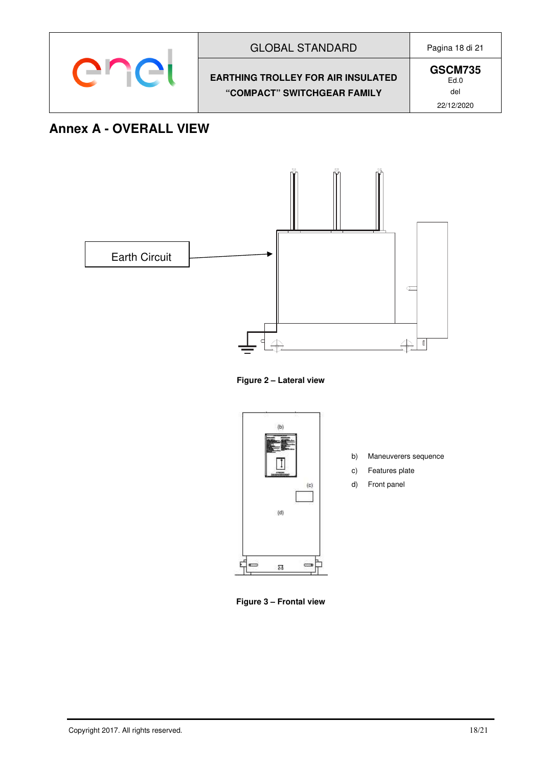# Annex A - OVERALL VIEW

Earth Circuit

**Figure 2 – Lateral view**

(b)

(c)

(d)

b) Maneuverers sequence

c) Features plate

d) Front panel

**Figure 3 – Frontal view**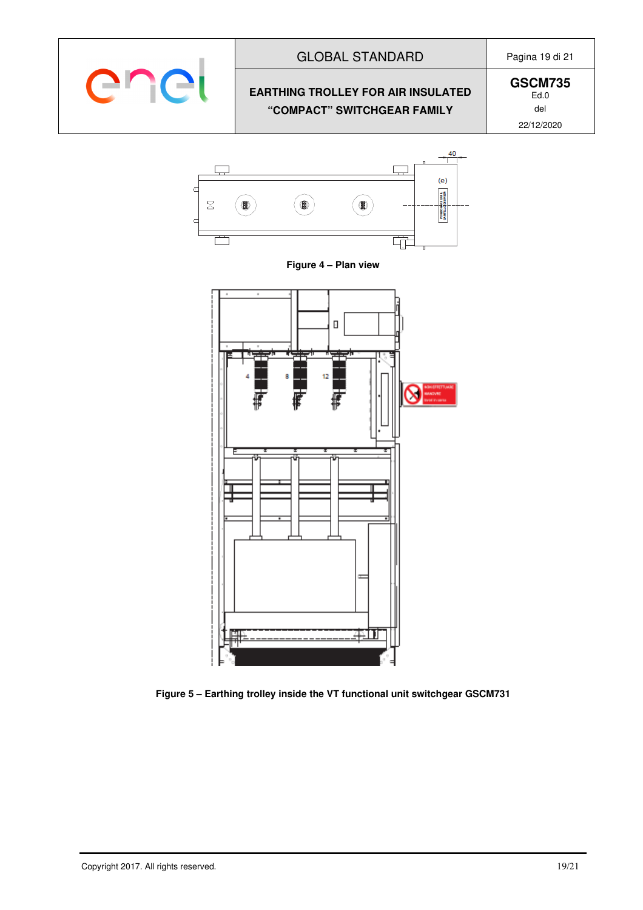Figure 4 – Plan view

Figure 5 – Earthing trolley inside the VT functional unit switchgear GSCM731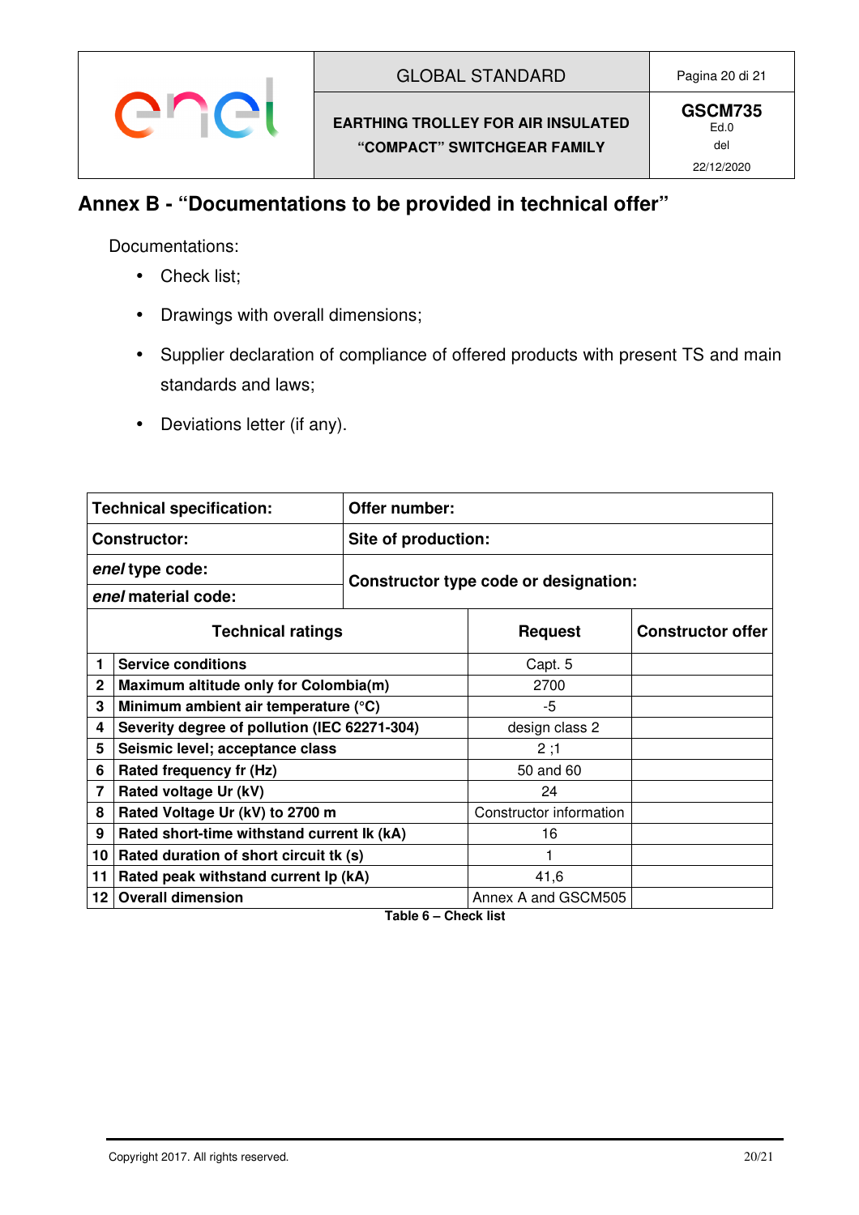## Annex B - “Documentations to be provided in technical offer”

Documentations:

- Check list;
- Drawings with overall dimensions;
- Supplier declaration of compliance of offered products with present TS and main standards and laws;
- Deviations letter (if any).

| **Technical specification:** | **Offer number:** |
|---|---|
| **Constructor:** | **Site of production:** |
| ***enel* type code:** | **Constructor type code or designation:** |
| ***enel* material code:** | |

| | **Technical ratings** | **Request** | **Constructor offer** |
|---|---|---|---|
| **1** | **Service conditions** | Capt. 5 | |
| **2** | **Maximum altitude only for Colombia(m)** | 2700 | |
| **3** | **Minimum ambient air temperature (°C)** | -5 | |
| **4** | **Severity degree of pollution (IEC 62271-304)** | design class 2 | |
| **5** | **Seismic level; acceptance class** | 2 ;1 | |
| **6** | **Rated frequency fr (Hz)** | 50 and 60 | |
| **7** | **Rated voltage Ur (kV)** | 24 | |
| **8** | **Rated Voltage Ur (kV) to 2700 m** | Constructor information | |
| **9** | **Rated short-time withstand current Ik (kA)** | 16 | |
| **10** | **Rated duration of short circuit tk (s)** | 1 | |
| **11** | **Rated peak withstand current Ip (kA)** | 41,6 | |
| **12** | **Overall dimension** | Annex A and GSCM505 | |

**Table 6 – Check list**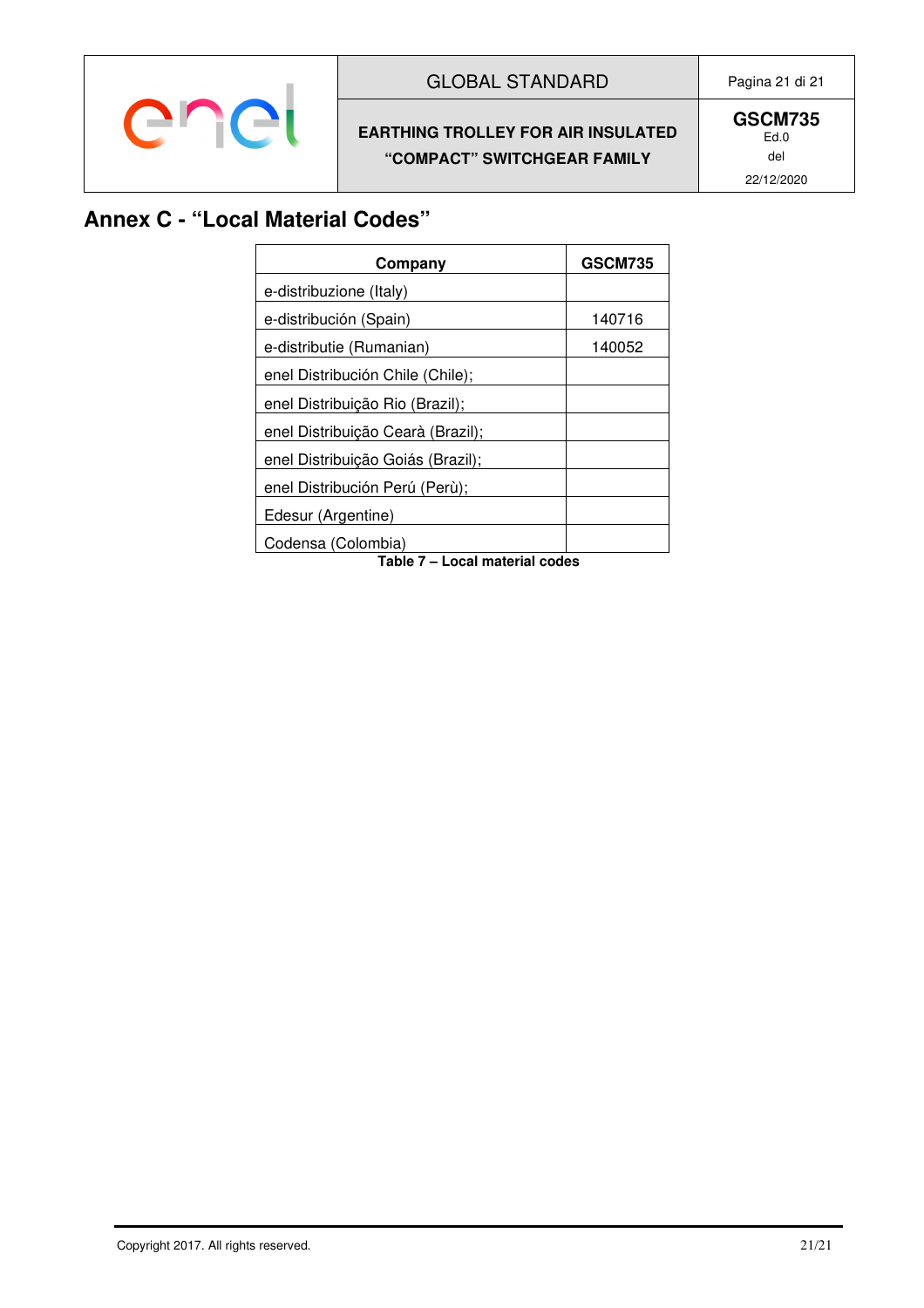## Annex C - "Local Material Codes"

| Company | GSCM735 |
|---|---|
| e-distribuzione (Italy) | |
| e-distribución (Spain) | 140716 |
| e-distributie (Rumanian) | 140052 |
| enel Distribución Chile (Chile); | |
| enel Distribuição Rio (Brazil); | |
| enel Distribuição Cearà (Brazil); | |
| enel Distribuição Goiás (Brazil); | |
| enel Distribución Perú (Perù); | |
| Edesur (Argentine) | |
| Codensa (Colombia) | |

**Table 7 – Local material codes**